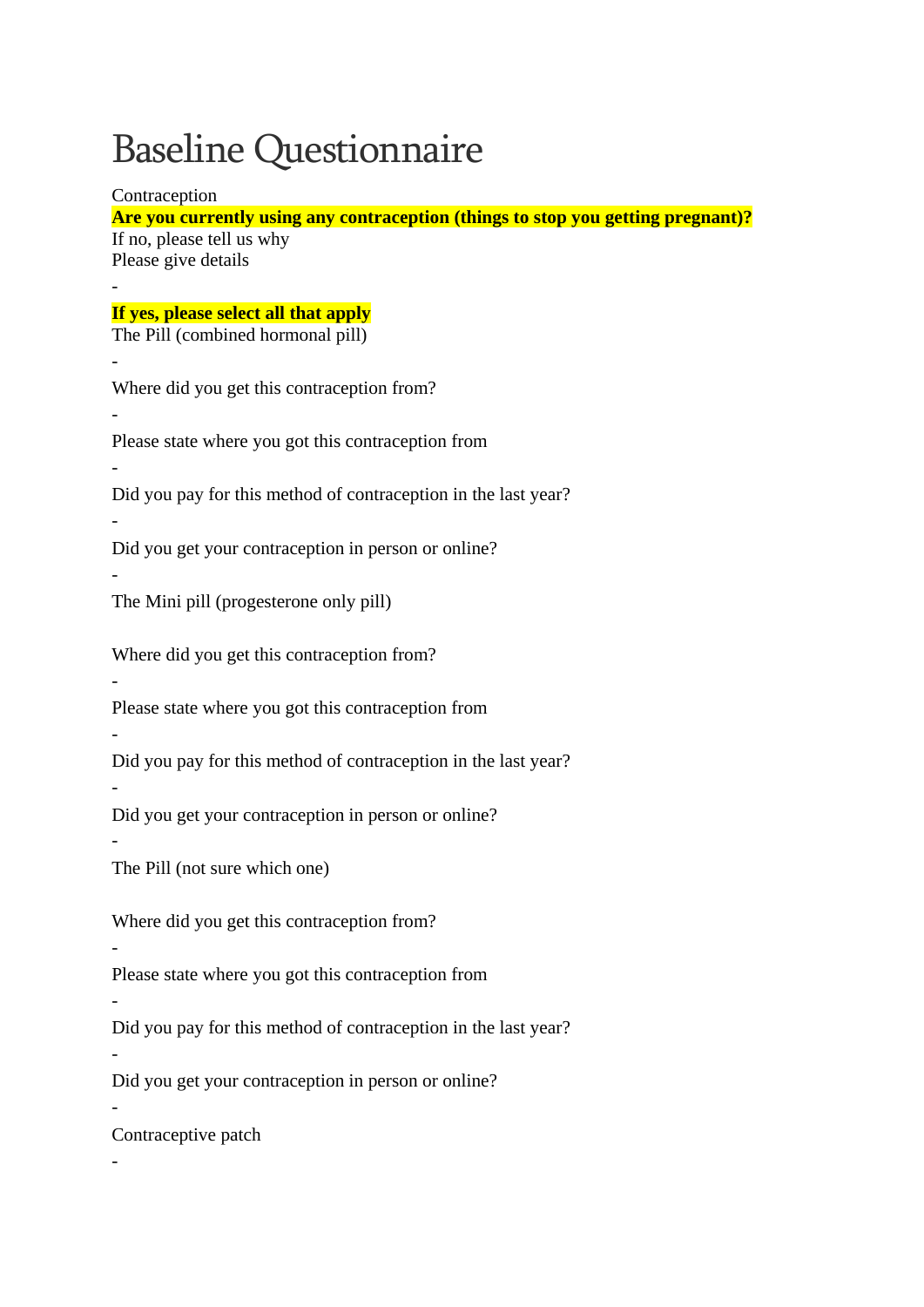# Baseline Questionnaire

Contraception

**Are you currently using any contraception (things to stop you getting pregnant)?**

If no, please tell us why

Please give details

-

**If yes, please select all that apply**

The Pill (combined hormonal pill)

-

Where did you get this contraception from?

-

Please state where you got this contraception from

-

Did you pay for this method of contraception in the last year?

-

Did you get your contraception in person or online?

-

The Mini pill (progesterone only pill)

Where did you get this contraception from?

-

Please state where you got this contraception from

-

Did you pay for this method of contraception in the last year?

-

Did you get your contraception in person or online?

-

The Pill (not sure which one)

Where did you get this contraception from?

-

Please state where you got this contraception from

-

Did you pay for this method of contraception in the last year?

-

Did you get your contraception in person or online?

-

Contraceptive patch

-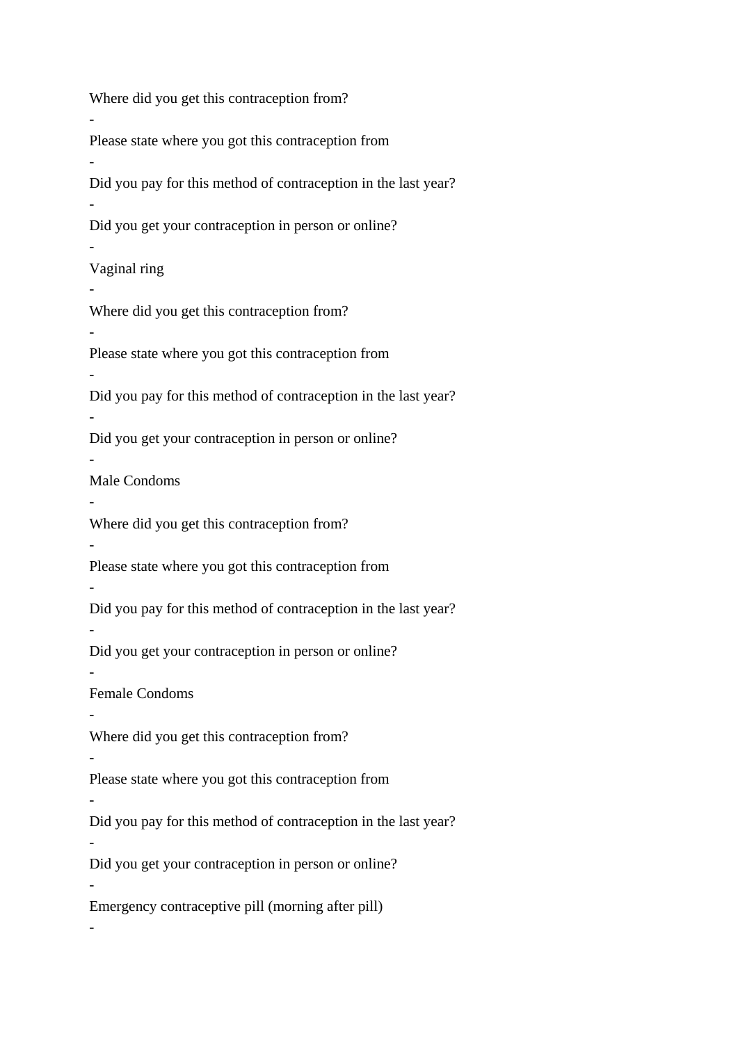Where did you get this contraception from?

-

Please state where you got this contraception from

-

Did you pay for this method of contraception in the last year?

-

Did you get your contraception in person or online?

-

Vaginal ring

-

Where did you get this contraception from?

-

Please state where you got this contraception from

-

Did you pay for this method of contraception in the last year?

-

Did you get your contraception in person or online?

-

Male Condoms

-

Where did you get this contraception from?

-

Please state where you got this contraception from

-

Did you pay for this method of contraception in the last year?

-

Did you get your contraception in person or online?

-

Female Condoms

-

Where did you get this contraception from?

-

Please state where you got this contraception from

-

Did you pay for this method of contraception in the last year?

-

Did you get your contraception in person or online?

-

Emergency contraceptive pill (morning after pill)

-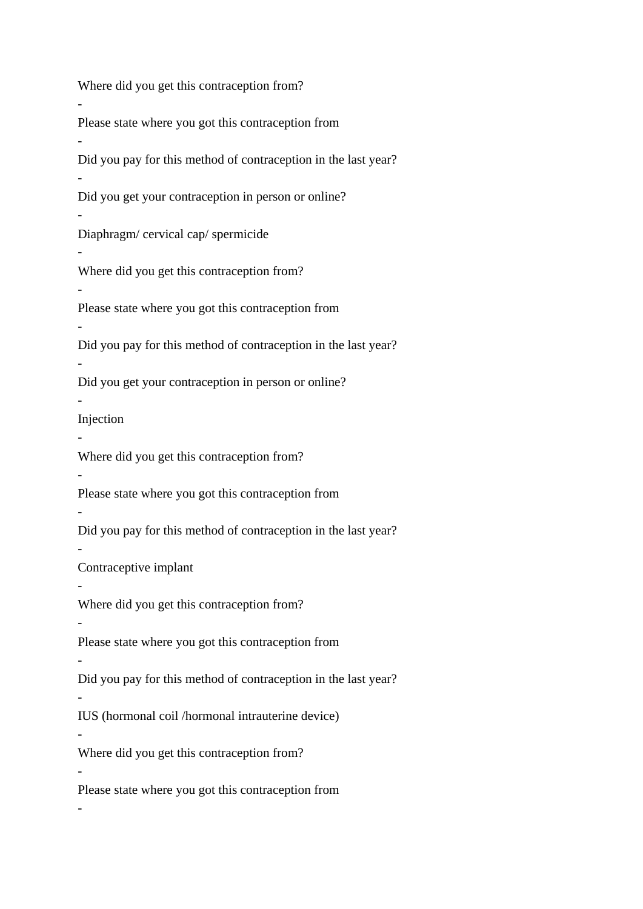Where did you get this contraception from?

-

Please state where you got this contraception from

-

Did you pay for this method of contraception in the last year?

-

Did you get your contraception in person or online?

-

Diaphragm/ cervical cap/ spermicide

-

Where did you get this contraception from?

-

Please state where you got this contraception from

-

Did you pay for this method of contraception in the last year?

-

Did you get your contraception in person or online?

-

Injection

-

Where did you get this contraception from?

-

Please state where you got this contraception from

-

Did you pay for this method of contraception in the last year?

-

Contraceptive implant

-

Where did you get this contraception from?

-

Please state where you got this contraception from

-

Did you pay for this method of contraception in the last year?

-

IUS (hormonal coil /hormonal intrauterine device)

-

Where did you get this contraception from?

-

Please state where you got this contraception from

-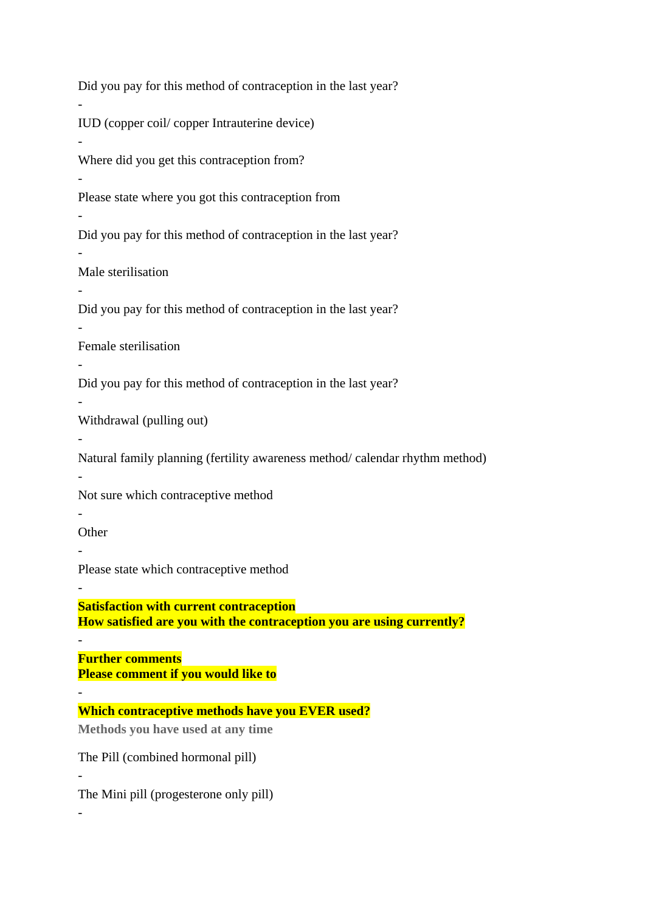Did you pay for this method of contraception in the last year?

-

IUD (copper coil/ copper Intrauterine device)

-

Where did you get this contraception from?

-

Please state where you got this contraception from

-

Did you pay for this method of contraception in the last year?

-

Male sterilisation

-

Did you pay for this method of contraception in the last year?

-

Female sterilisation

-

Did you pay for this method of contraception in the last year?

-

Withdrawal (pulling out)

-

Natural family planning (fertility awareness method/ calendar rhythm method)

-

Not sure which contraceptive method

-

Other

-

Please state which contraceptive method

-

**Satisfaction with current contraception**
**How satisfied are you with the contraception you are using currently?**

-

**Further comments**
**Please comment if you would like to**

-

**Which contraceptive methods have you EVER used?**

**Methods you have used at any time**

The Pill (combined hormonal pill)

-

The Mini pill (progesterone only pill)

-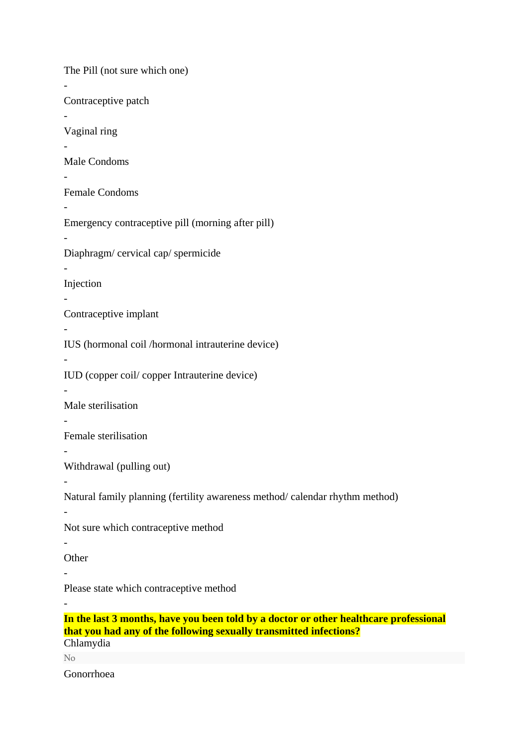The Pill (not sure which one)

-

Contraceptive patch

-

Vaginal ring

-

Male Condoms

-

Female Condoms

-

Emergency contraceptive pill (morning after pill)

-

Diaphragm/ cervical cap/ spermicide

-

Injection

-

Contraceptive implant

-

IUS (hormonal coil /hormonal intrauterine device)

-

IUD (copper coil/ copper Intrauterine device)

-

Male sterilisation

-

Female sterilisation

-

Withdrawal (pulling out)

-

Natural family planning (fertility awareness method/ calendar rhythm method)

-

Not sure which contraceptive method

-

Other

-

Please state which contraceptive method

-

**In the last 3 months, have you been told by a doctor or other healthcare professional that you had any of the following sexually transmitted infections?**

Chlamydia

No

Gonorrhoea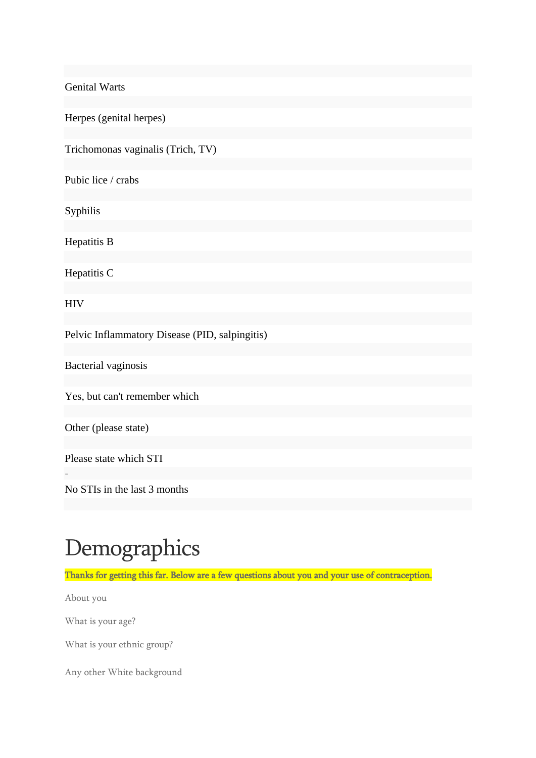Genital Warts

Herpes (genital herpes)

Trichomonas vaginalis (Trich, TV)

Pubic lice / crabs

Syphilis

Hepatitis B

Hepatitis C

HIV

Pelvic Inflammatory Disease (PID, salpingitis)

Bacterial vaginosis

Yes, but can't remember which

Other (please state)

Please state which STI

-

No STIs in the last 3 months

# Demographics

Thanks for getting this far. Below are a few questions about you and your use of contraception.

About you

What is your age?

What is your ethnic group?

Any other White background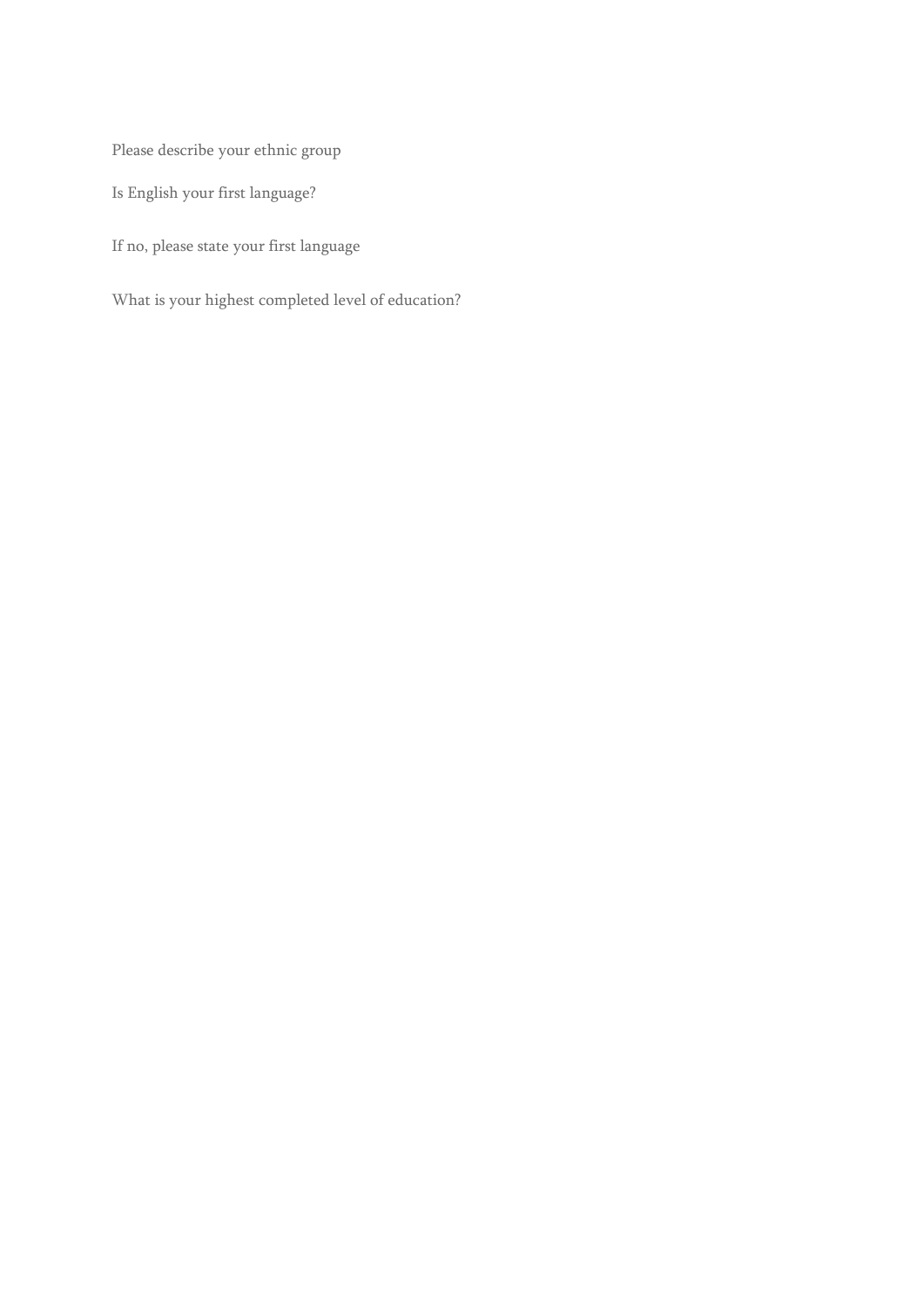Please describe your ethnic group

Is English your first language?

If no, please state your first language

What is your highest completed level of education?